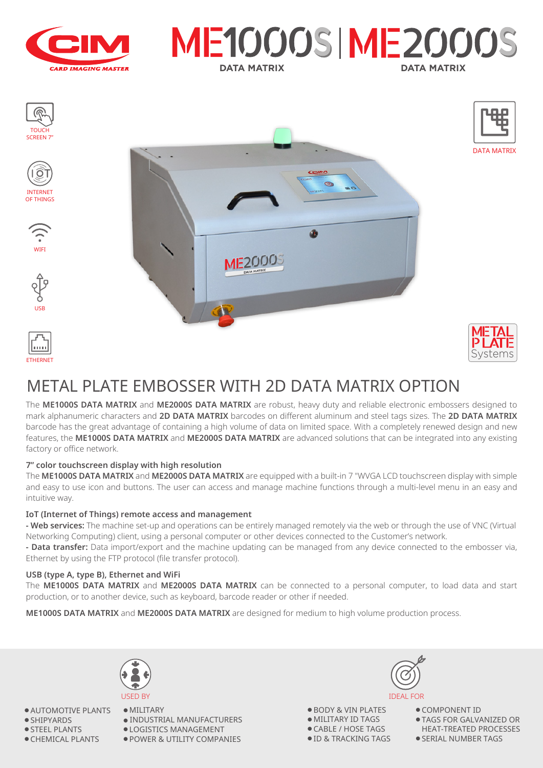CIM CARD IMAGING MASTER

# ME1000S | ME2000S

DATA MATRIX | DATA MATRIX

TOUCH SCREEN 7"

INTERNET OF THINGS

WIFI

USB

ETHERNET

DATA MATRIX

METAL PLATE Systems

## METAL PLATE EMBOSSER WITH 2D DATA MATRIX OPTION

The **ME1000S DATA MATRIX** and **ME2000S DATA MATRIX** are robust, heavy duty and reliable electronic embossers designed to mark alphanumeric characters and **2D DATA MATRIX** barcodes on different aluminum and steel tags sizes. The **2D DATA MATRIX** barcode has the great advantage of containing a high volume of data on limited space. With a completely renewed design and new features, the **ME1000S DATA MATRIX** and **ME2000S DATA MATRIX** are advanced solutions that can be integrated into any existing factory or office network.

**7" color touchscreen display with high resolution**

The **ME1000S DATA MATRIX** and **ME2000S DATA MATRIX** are equipped with a built-in 7 "WVGA LCD touchscreen display with simple and easy to use icon and buttons. The user can access and manage machine functions through a multi-level menu in an easy and intuitive way.

**IoT (Internet of Things) remote access and management**

**- Web services:** The machine set-up and operations can be entirely managed remotely via the web or through the use of VNC (Virtual Networking Computing) client, using a personal computer or other devices connected to the Customer's network.

**- Data transfer:** Data import/export and the machine updating can be managed from any device connected to the embosser via, Ethernet by using the FTP protocol (file transfer protocol).

**USB (type A, type B), Ethernet and WiFi**

The **ME1000S DATA MATRIX** and **ME2000S DATA MATRIX** can be connected to a personal computer, to load data and start production, or to another device, such as keyboard, barcode reader or other if needed.

**ME1000S DATA MATRIX** and **ME2000S DATA MATRIX** are designed for medium to high volume production process.

### USED BY

- AUTOMOTIVE PLANTS
- SHIPYARDS
- STEEL PLANTS
- CHEMICAL PLANTS
- MILITARY
- INDUSTRIAL MANUFACTURERS
- LOGISTICS MANAGEMENT
- POWER & UTILITY COMPANIES

### IDEAL FOR

- BODY & VIN PLATES
- MILITARY ID TAGS
- CABLE / HOSE TAGS
- ID & TRACKING TAGS
- COMPONENT ID
- TAGS FOR GALVANIZED OR HEAT-TREATED PROCESSES
- SERIAL NUMBER TAGS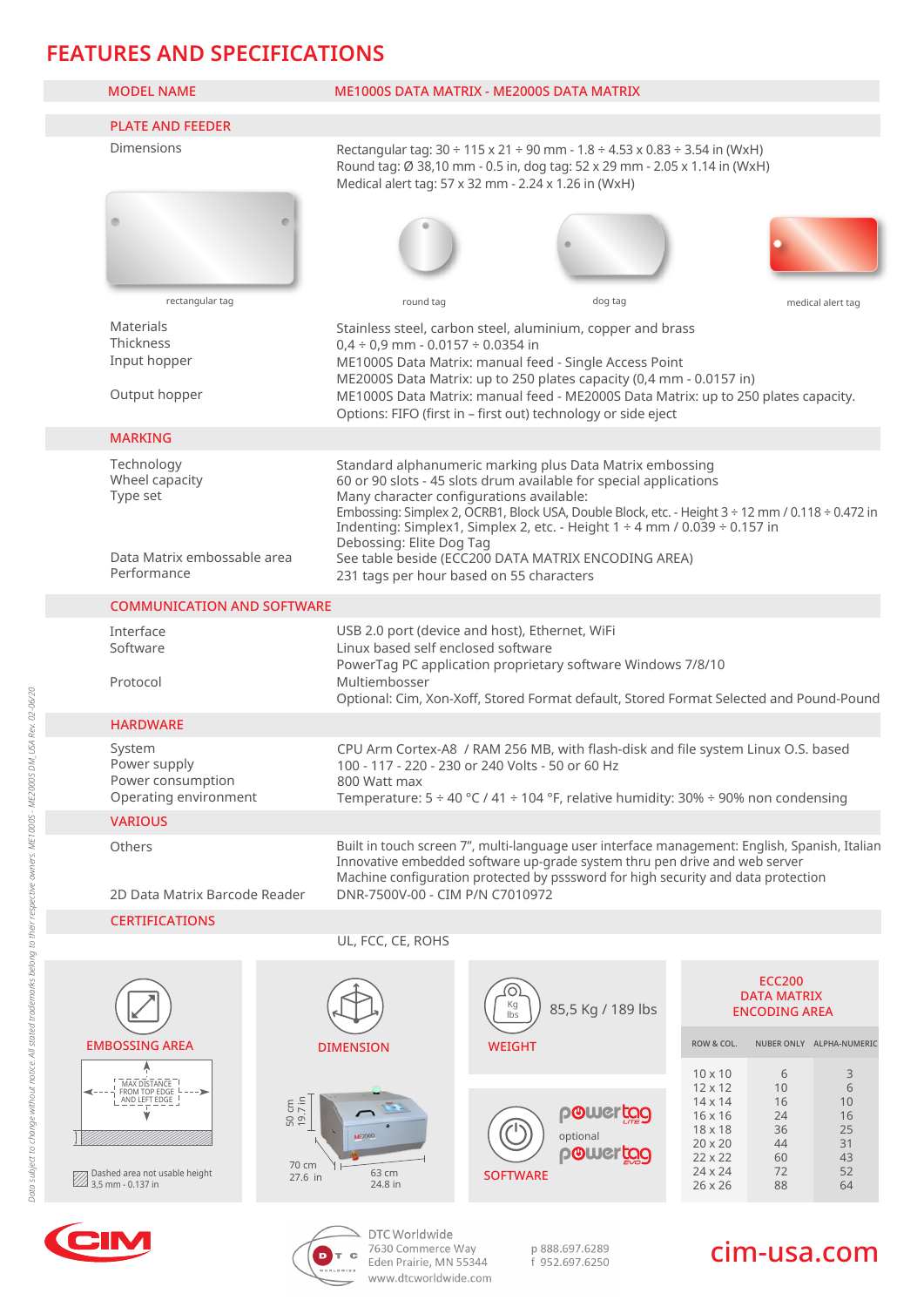# FEATURES AND SPECIFICATIONS

| MODEL NAME | ME1000S DATA MATRIX - ME2000S DATA MATRIX |
|---|---|

## PLATE AND FEEDER

| | |
|---|---|
| Dimensions | Rectangular tag: 30 ÷ 115 x 21 ÷ 90 mm - 1.8 ÷ 4.53 x 0.83 ÷ 3.54 in (WxH)<br>Round tag: Ø 38,10 mm - 0.5 in, dog tag: 52 x 29 mm - 2.05 x 1.14 in (WxH)<br>Medical alert tag: 57 x 32 mm - 2.24 x 1.26 in (WxH) |

rectangular tag round tag dog tag medical alert tag

| | |
|---|---|
| Materials | Stainless steel, carbon steel, aluminium, copper and brass |
| Thickness | 0,4 ÷ 0,9 mm - 0.0157 ÷ 0.0354 in |
| Input hopper | ME1000S Data Matrix: manual feed - Single Access Point<br>ME2000S Data Matrix: up to 250 plates capacity (0,4 mm - 0.0157 in) |
| Output hopper | ME1000S Data Matrix: manual feed - ME2000S Data Matrix: up to 250 plates capacity.<br>Options: FIFO (first in – first out) technology or side eject |

## MARKING

| | |
|---|---|
| Technology | Standard alphanumeric marking plus Data Matrix embossing |
| Wheel capacity | 60 or 90 slots - 45 slots drum available for special applications |
| Type set | Many character configurations available:<br>Embossing: Simplex 2, OCRB1, Block USA, Double Block, etc. - Height 3 ÷ 12 mm / 0.118 ÷ 0.472 in<br>Indenting: Simplex1, Simplex 2, etc. - Height 1 ÷ 4 mm / 0.039 ÷ 0.157 in<br>Debossing: Elite Dog Tag |
| Data Matrix embossable area | See table beside (ECC200 DATA MATRIX ENCODING AREA) |
| Performance | 231 tags per hour based on 55 characters |

## COMMUNICATION AND SOFTWARE

| | |
|---|---|
| Interface | USB 2.0 port (device and host), Ethernet, WiFi |
| Software | Linux based self enclosed software<br>PowerTag PC application proprietary software Windows 7/8/10 |
| Protocol | Multiembosser<br>Optional: Cim, Xon-Xoff, Stored Format default, Stored Format Selected and Pound-Pound |

## HARDWARE

| | |
|---|---|
| System | CPU Arm Cortex-A8 / RAM 256 MB, with flash-disk and file system Linux O.S. based |
| Power supply | 100 - 117 - 220 - 230 or 240 Volts - 50 or 60 Hz |
| Power consumption | 800 Watt max |
| Operating environment | Temperature: 5 ÷ 40 °C / 41 ÷ 104 °F, relative humidity: 30% ÷ 90% non condensing |

## VARIOUS

| | |
|---|---|
| Others | Built in touch screen 7", multi-language user interface management: English, Spanish, Italian<br>Innovative embedded software up-grade system thru pen drive and web server<br>Machine configuration protected by psssword for high security and data protection |
| 2D Data Matrix Barcode Reader | DNR-7500V-00 - CIM P/N C7010972 |

## CERTIFICATIONS

UL, FCC, CE, ROHS

**EMBOSSING AREA**

MAX DISTANCE FROM TOP EDGE AND LEFT EDGE

Dashed area not usable height 3,5 mm - 0.137 in

**DIMENSION**

50 cm 19.7 in

70 cm 27.6 in

63 cm 24.8 in

**WEIGHT**

85,5 Kg / 189 lbs

**SOFTWARE**

powertag LITE

optional

powertag EVO

**ECC200 DATA MATRIX ENCODING AREA**

| ROW & COL. | NUBER ONLY | ALPHA-NUMERIC |
|---|---|---|
| 10 x 10 | 6 | 3 |
| 12 x 12 | 10 | 6 |
| 14 x 14 | 16 | 10 |
| 16 x 16 | 24 | 16 |
| 18 x 18 | 36 | 25 |
| 20 x 20 | 44 | 31 |
| 22 x 22 | 60 | 43 |
| 24 x 24 | 72 | 52 |
| 26 x 26 | 88 | 64 |

Data subject to change without notice. All stated trademarks belong to their respective owners. ME1000S - ME2000S DM_USA Rev. 02-06/20

CIM

DTC Worldwide
7630 Commerce Way
Eden Prairie, MN 55344
www.dtcworldwide.com

p 888.697.6289
f 952.697.6250

cim-usa.com